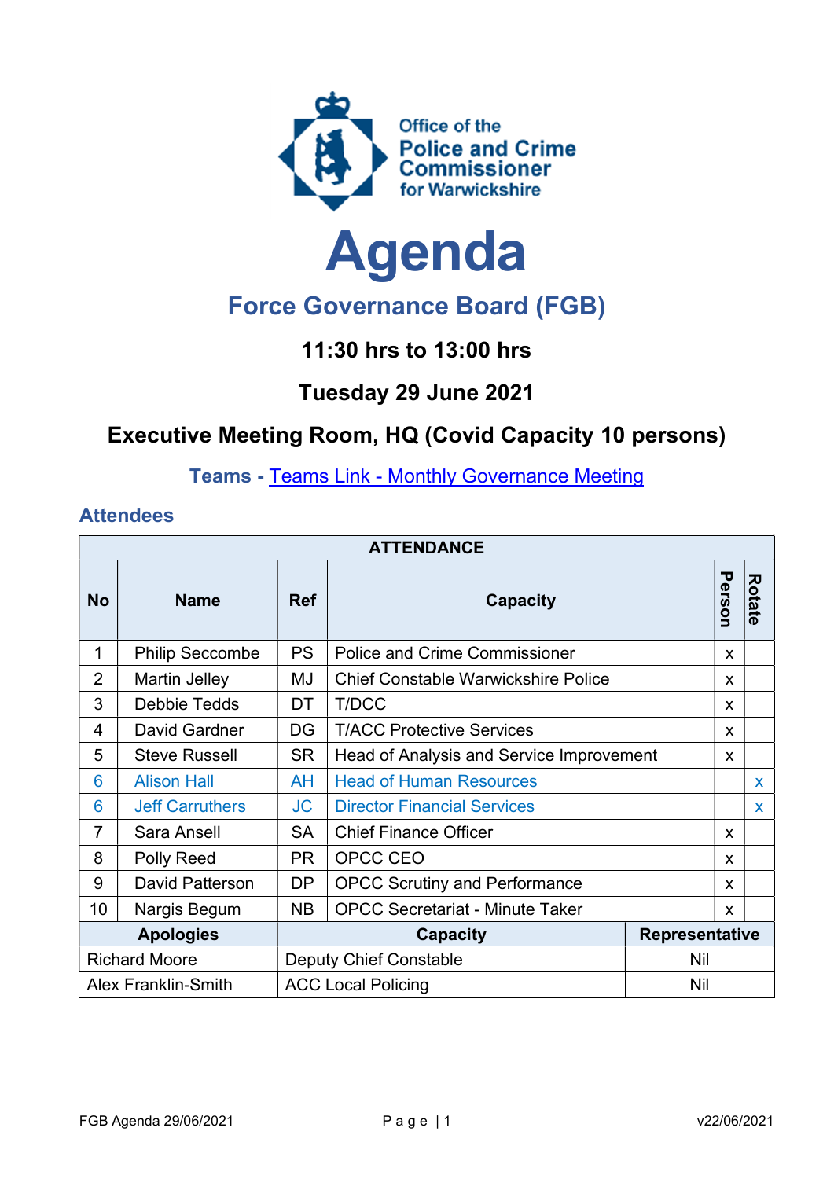Office of the
Police and Crime
Commissioner
for Warwickshire

# Agenda

## Force Governance Board (FGB)

### 11:30 hrs to 13:00 hrs

### Tuesday 29 June 2021

### Executive Meeting Room, HQ (Covid Capacity 10 persons)

**Teams -** [Teams Link - Monthly Governance Meeting]

## Attendees

| ATTENDANCE | | | | | |
|---|---|---|---|---|---|
| **No** | **Name** | **Ref** | **Capacity** | **Person** | **Rotate** |
| 1 | Philip Seccombe | PS | Police and Crime Commissioner | x | |
| 2 | Martin Jelley | MJ | Chief Constable Warwickshire Police | x | |
| 3 | Debbie Tedds | DT | T/DCC | x | |
| 4 | David Gardner | DG | T/ACC Protective Services | x | |
| 5 | Steve Russell | SR | Head of Analysis and Service Improvement | x | |
| 6 | Alison Hall | AH | Head of Human Resources | | x |
| 6 | Jeff Carruthers | JC | Director Financial Services | | x |
| 7 | Sara Ansell | SA | Chief Finance Officer | x | |
| 8 | Polly Reed | PR | OPCC CEO | x | |
| 9 | David Patterson | DP | OPCC Scrutiny and Performance | x | |
| 10 | Nargis Begum | NB | OPCC Secretariat - Minute Taker | x | |

| Apologies | Capacity | Representative |
|---|---|---|
| Richard Moore | Deputy Chief Constable | Nil |
| Alex Franklin-Smith | ACC Local Policing | Nil |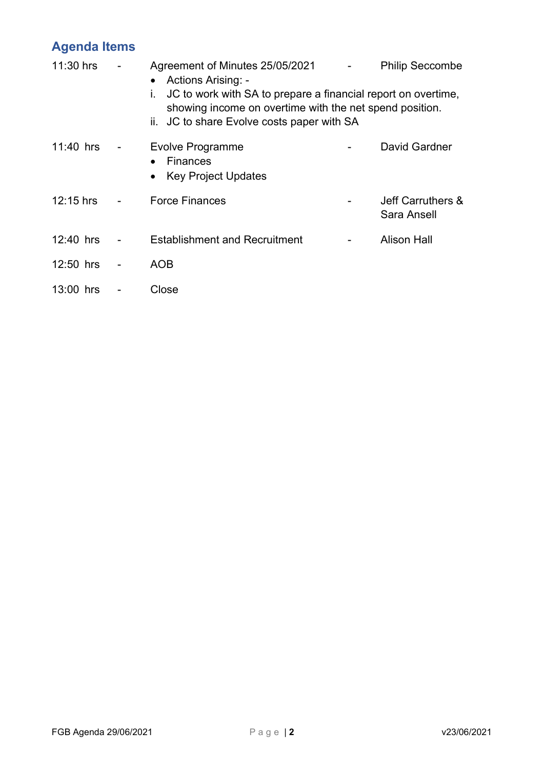## Agenda Items

| | | | | |
|---|---|---|---|---|
| 11:30 hrs | - | Agreement of Minutes 25/05/2021 | - | Philip Seccombe |
| | | • Actions Arising: -<br>i. JC to work with SA to prepare a financial report on overtime, showing income on overtime with the net spend position.<br>ii. JC to share Evolve costs paper with SA | | |
| 11:40 hrs | - | Evolve Programme<br>• Finances<br>• Key Project Updates | - | David Gardner |
| 12:15 hrs | - | Force Finances | - | Jeff Carruthers & Sara Ansell |
| 12:40 hrs | - | Establishment and Recruitment | - | Alison Hall |
| 12:50 hrs | - | AOB | | |
| 13:00 hrs | - | Close | | |